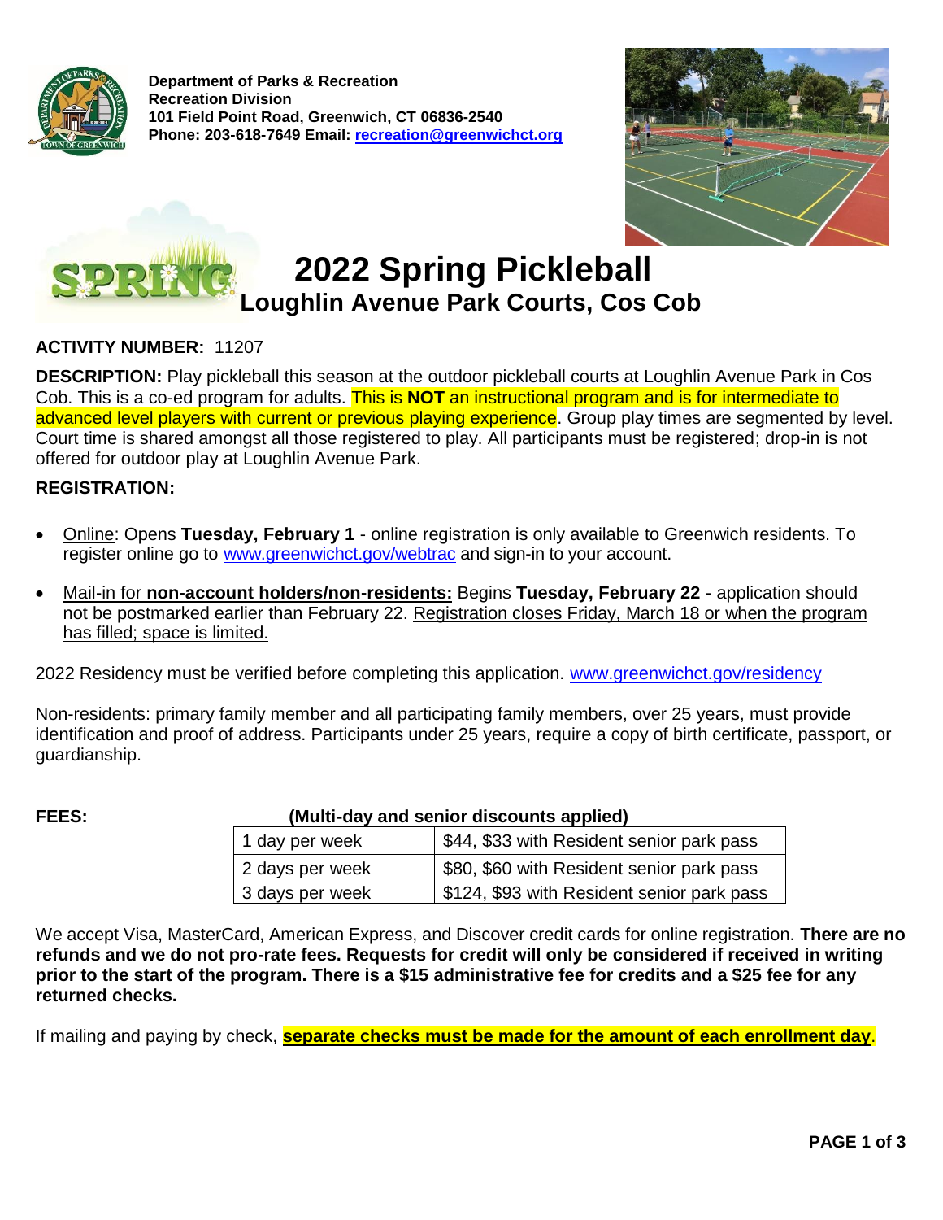**Department of Parks & Recreation**
**Recreation Division**
**101 Field Point Road, Greenwich, CT 06836-2540**
**Phone: 203-618-7649 Email: recreation@greenwichct.org**

# 2022 Spring Pickleball

## Loughlin Avenue Park Courts, Cos Cob

**ACTIVITY NUMBER:** 11207

**DESCRIPTION:** Play pickleball this season at the outdoor pickleball courts at Loughlin Avenue Park in Cos Cob. This is a co-ed program for adults. This is **NOT** an instructional program and is for intermediate to advanced level players with current or previous playing experience. Group play times are segmented by level. Court time is shared amongst all those registered to play. All participants must be registered; drop-in is not offered for outdoor play at Loughlin Avenue Park.

**REGISTRATION:**

- Online: Opens **Tuesday, February 1** - online registration is only available to Greenwich residents. To register online go to www.greenwichct.gov/webtrac and sign-in to your account.
- Mail-in for **non-account holders/non-residents:** Begins **Tuesday, February 22** - application should not be postmarked earlier than February 22. Registration closes Friday, March 18 or when the program has filled; space is limited.

2022 Residency must be verified before completing this application. www.greenwichct.gov/residency

Non-residents: primary family member and all participating family members, over 25 years, must provide identification and proof of address. Participants under 25 years, require a copy of birth certificate, passport, or guardianship.

**FEES:** **(Multi-day and senior discounts applied)**

| | |
|---|---|
| 1 day per week | $44, $33 with Resident senior park pass |
| 2 days per week | $80, $60 with Resident senior park pass |
| 3 days per week | $124, $93 with Resident senior park pass |

We accept Visa, MasterCard, American Express, and Discover credit cards for online registration. **There are no refunds and we do not pro-rate fees. Requests for credit will only be considered if received in writing prior to the start of the program. There is a $15 administrative fee for credits and a $25 fee for any returned checks.**

If mailing and paying by check, **separate checks must be made for the amount of each enrollment day**.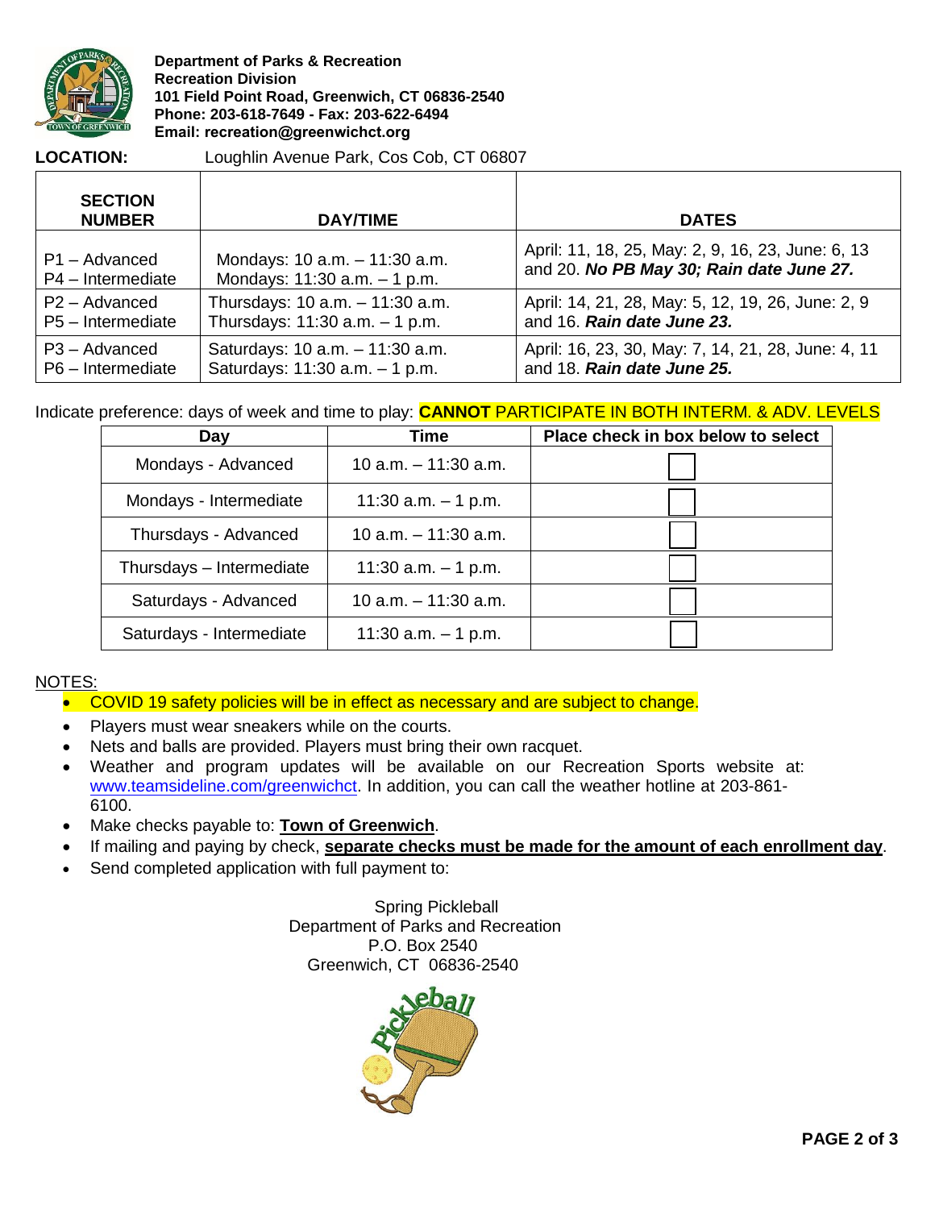**Department of Parks & Recreation**
**Recreation Division**
**101 Field Point Road, Greenwich, CT 06836-2540**
**Phone: 203-618-7649 - Fax: 203-622-6494**
**Email: recreation@greenwichct.org**

**LOCATION:** Loughlin Avenue Park, Cos Cob, CT 06807

| SECTION NUMBER | DAY/TIME | DATES |
|---|---|---|
| P1 – Advanced<br>P4 – Intermediate | Mondays: 10 a.m. – 11:30 a.m.<br>Mondays: 11:30 a.m. – 1 p.m. | April: 11, 18, 25, May: 2, 9, 16, 23, June: 6, 13 and 20. ***No PB May 30; Rain date June 27.*** |
| P2 – Advanced<br>P5 – Intermediate | Thursdays: 10 a.m. – 11:30 a.m.<br>Thursdays: 11:30 a.m. – 1 p.m. | April: 14, 21, 28, May: 5, 12, 19, 26, June: 2, 9 and 16. ***Rain date June 23.*** |
| P3 – Advanced<br>P6 – Intermediate | Saturdays: 10 a.m. – 11:30 a.m.<br>Saturdays: 11:30 a.m. – 1 p.m. | April: 16, 23, 30, May: 7, 14, 21, 28, June: 4, 11 and 18. ***Rain date June 25.*** |

Indicate preference: days of week and time to play: **CANNOT** PARTICIPATE IN BOTH INTERM. & ADV. LEVELS

| Day | Time | Place check in box below to select |
|---|---|---|
| Mondays - Advanced | 10 a.m. – 11:30 a.m. | ☐ |
| Mondays - Intermediate | 11:30 a.m. – 1 p.m. | ☐ |
| Thursdays - Advanced | 10 a.m. – 11:30 a.m. | ☐ |
| Thursdays – Intermediate | 11:30 a.m. – 1 p.m. | ☐ |
| Saturdays - Advanced | 10 a.m. – 11:30 a.m. | ☐ |
| Saturdays - Intermediate | 11:30 a.m. – 1 p.m. | ☐ |

NOTES:

- COVID 19 safety policies will be in effect as necessary and are subject to change.
- Players must wear sneakers while on the courts.
- Nets and balls are provided. Players must bring their own racquet.
- Weather and program updates will be available on our Recreation Sports website at: www.teamsideline.com/greenwichct. In addition, you can call the weather hotline at 203-861-6100.
- Make checks payable to: **Town of Greenwich**.
- If mailing and paying by check, **separate checks must be made for the amount of each enrollment day**.
- Send completed application with full payment to:

Spring Pickleball
Department of Parks and Recreation
P.O. Box 2540
Greenwich, CT 06836-2540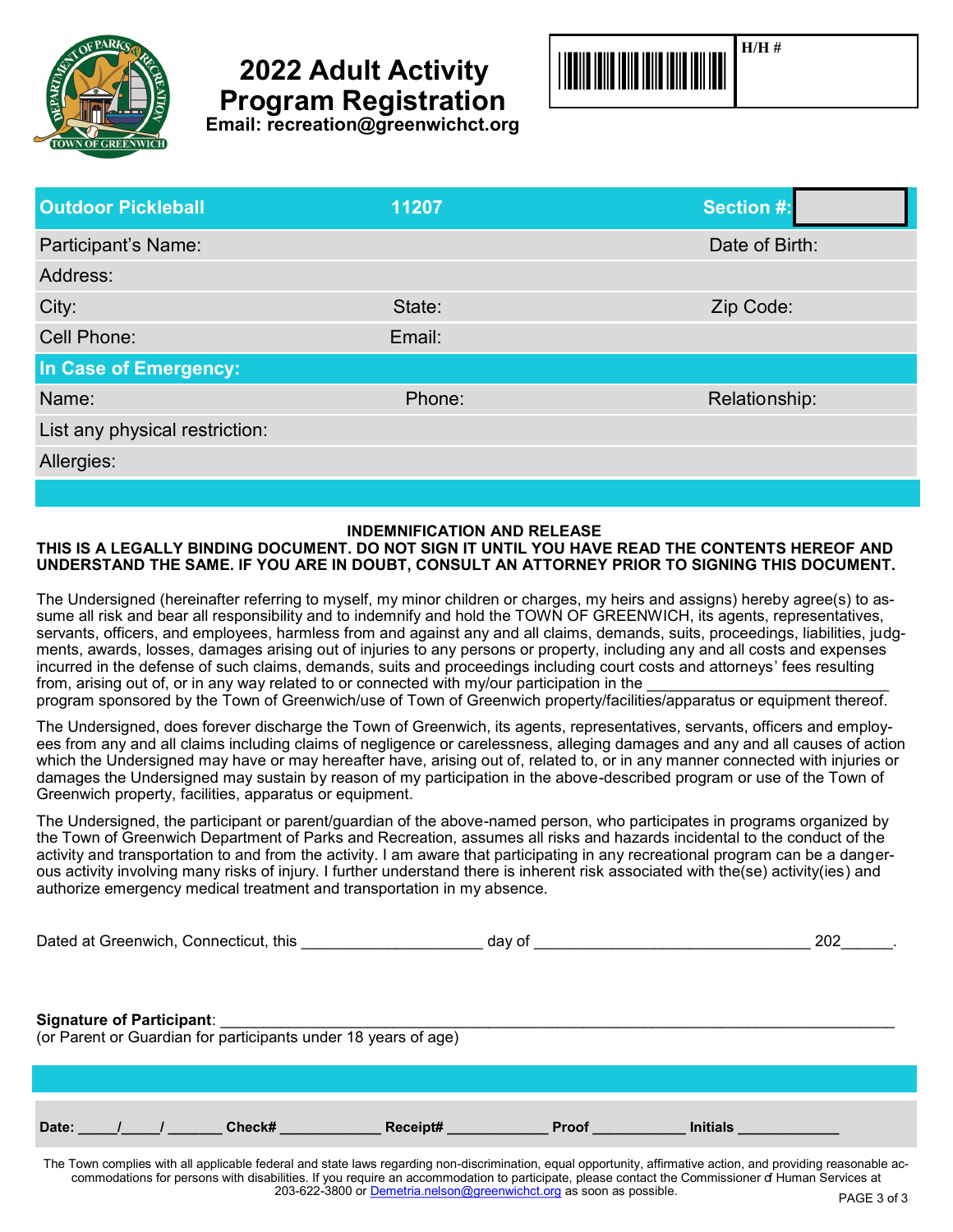# 2022 Adult Activity Program Registration

**Email: recreation@greenwichct.org**

**H/H #**

| Outdoor Pickleball | 11207 | Section #: |
|---|---|---|
| Participant's Name: | | Date of Birth: |
| Address: | | |
| City: | State: | Zip Code: |
| Cell Phone: | Email: | |
| **In Case of Emergency:** | | |
| Name: | Phone: | Relationship: |
| List any physical restriction: | | |
| Allergies: | | |

**INDEMNIFICATION AND RELEASE**

**THIS IS A LEGALLY BINDING DOCUMENT. DO NOT SIGN IT UNTIL YOU HAVE READ THE CONTENTS HEREOF AND UNDERSTAND THE SAME. IF YOU ARE IN DOUBT, CONSULT AN ATTORNEY PRIOR TO SIGNING THIS DOCUMENT.**

The Undersigned (hereinafter referring to myself, my minor children or charges, my heirs and assigns) hereby agree(s) to assume all risk and bear all responsibility and to indemnify and hold the TOWN OF GREENWICH, its agents, representatives, servants, officers, and employees, harmless from and against any and all claims, demands, suits, proceedings, liabilities, judgments, awards, losses, damages arising out of injuries to any persons or property, including any and all costs and expenses incurred in the defense of such claims, demands, suits and proceedings including court costs and attorneys' fees resulting from, arising out of, or in any way related to or connected with my/our participation in the ___________________________ program sponsored by the Town of Greenwich/use of Town of Greenwich property/facilities/apparatus or equipment thereof.

The Undersigned, does forever discharge the Town of Greenwich, its agents, representatives, servants, officers and employees from any and all claims of negligence or carelessness, alleging damages and any and all causes of action which the Undersigned may have or may hereafter have, arising out of, related to, or in any manner connected with injuries or damages the Undersigned may sustain by reason of my participation in the above-described program or use of the Town of Greenwich property, facilities, apparatus or equipment.

The Undersigned, the participant or parent/guardian of the above-named person, who participates in programs organized by the Town of Greenwich Department of Parks and Recreation, assumes all risks and hazards incidental to the conduct of the activity and transportation to and from the activity. I am aware that participating in any recreational program can be a dangerous activity involving many risks of injury. I further understand there is inherent risk associated with the(se) activity(ies) and authorize emergency medical treatment and transportation in my absence.

Dated at Greenwich, Connecticut, this ____________________ day of ______________________________ 202______.

**Signature of Participant**: ________________________________________________________________________________
(or Parent or Guardian for participants under 18 years of age)

**Date:** _____/_____/ _______ **Check#** ____________ **Receipt#** ____________ **Proof** ___________ **Initials** ____________

The Town complies with all applicable federal and state laws regarding non-discrimination, equal opportunity, affirmative action, and providing reasonable accommodations for persons with disabilities. If you require an accommodation to participate, please contact the Commissioner of Human Services at 203-622-3800 or Demetria.nelson@greenwichct.org as soon as possible.